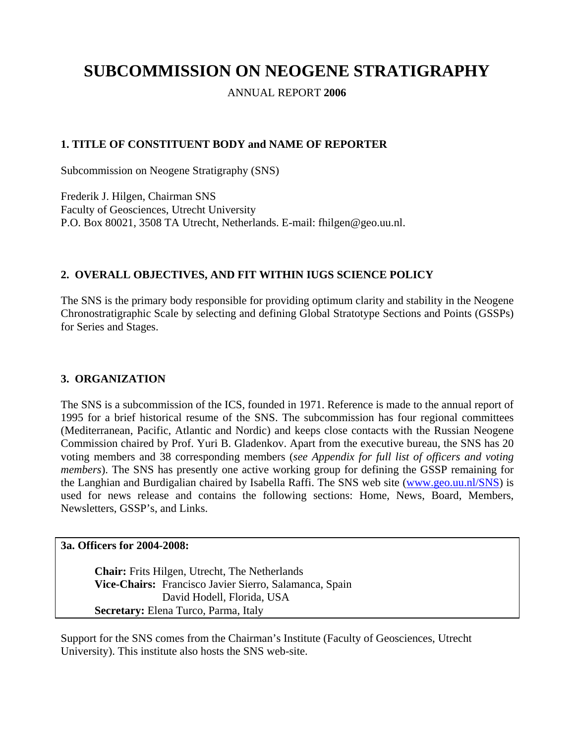# SUBCOMMISSION ON NEOGENE STRATIGRAPHY

ANNUAL REPORT **2006**

## 1. TITLE OF CONSTITUENT BODY and NAME OF REPORTER

Subcommission on Neogene Stratigraphy (SNS)

Frederik J. Hilgen, Chairman SNS
Faculty of Geosciences, Utrecht University
P.O. Box 80021, 3508 TA Utrecht, Netherlands. E-mail: fhilgen@geo.uu.nl.

## 2. OVERALL OBJECTIVES, AND FIT WITHIN IUGS SCIENCE POLICY

The SNS is the primary body responsible for providing optimum clarity and stability in the Neogene Chronostratigraphic Scale by selecting and defining Global Stratotype Sections and Points (GSSPs) for Series and Stages.

## 3. ORGANIZATION

The SNS is a subcommission of the ICS, founded in 1971. Reference is made to the annual report of 1995 for a brief historical resume of the SNS. The subcommission has four regional committees (Mediterranean, Pacific, Atlantic and Nordic) and keeps close contacts with the Russian Neogene Commission chaired by Prof. Yuri B. Gladenkov. Apart from the executive bureau, the SNS has 20 voting members and 38 corresponding members (*see Appendix for full list of officers and voting members*). The SNS has presently one active working group for defining the GSSP remaining for the Langhian and Burdigalian chaired by Isabella Raffi. The SNS web site ([www.geo.uu.nl/SNS](www.geo.uu.nl/SNS)) is used for news release and contains the following sections: Home, News, Board, Members, Newsletters, GSSP's, and Links.

### 3a. Officers for 2004-2008:

**Chair:** Frits Hilgen, Utrecht, The Netherlands
**Vice-Chairs:** Francisco Javier Sierro, Salamanca, Spain
David Hodell, Florida, USA
**Secretary:** Elena Turco, Parma, Italy

Support for the SNS comes from the Chairman's Institute (Faculty of Geosciences, Utrecht University). This institute also hosts the SNS web-site.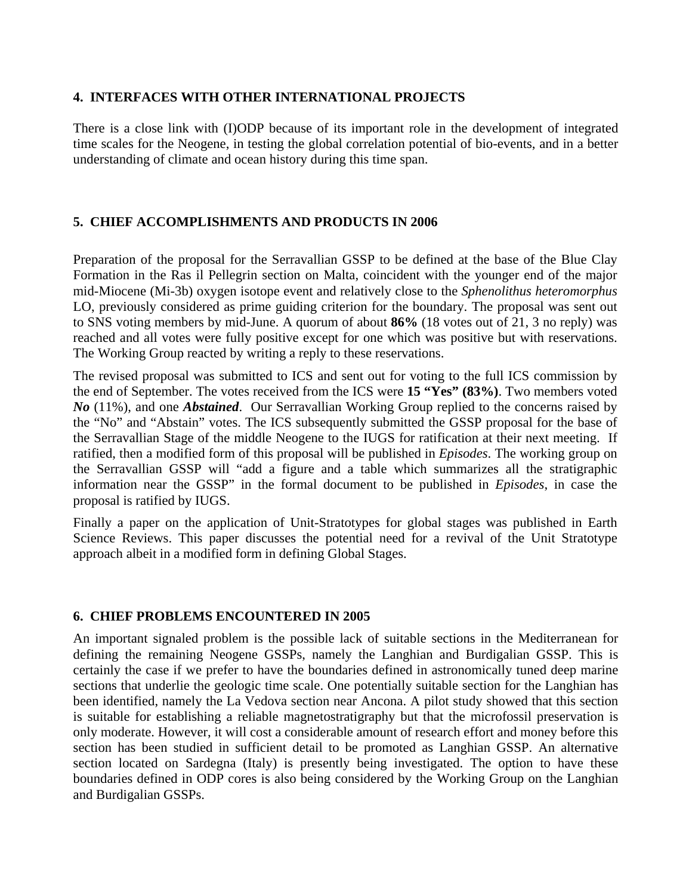## 4. INTERFACES WITH OTHER INTERNATIONAL PROJECTS

There is a close link with (I)ODP because of its important role in the development of integrated time scales for the Neogene, in testing the global correlation potential of bio-events, and in a better understanding of climate and ocean history during this time span.

## 5. CHIEF ACCOMPLISHMENTS AND PRODUCTS IN 2006

Preparation of the proposal for the Serravallian GSSP to be defined at the base of the Blue Clay Formation in the Ras il Pellegrin section on Malta, coincident with the younger end of the major mid-Miocene (Mi-3b) oxygen isotope event and relatively close to the *Sphenolithus heteromorphus* LO, previously considered as prime guiding criterion for the boundary. The proposal was sent out to SNS voting members by mid-June. A quorum of about **86%** (18 votes out of 21, 3 no reply) was reached and all votes were fully positive except for one which was positive but with reservations. The Working Group reacted by writing a reply to these reservations.

The revised proposal was submitted to ICS and sent out for voting to the full ICS commission by the end of September. The votes received from the ICS were **15 "Yes" (83%)**. Two members voted ***No*** (11%), and one ***Abstained***. Our Serravallian Working Group replied to the concerns raised by the "No" and "Abstain" votes. The ICS subsequently submitted the GSSP proposal for the base of the Serravallian Stage of the middle Neogene to the IUGS for ratification at their next meeting. If ratified, then a modified form of this proposal will be published in *Episodes*. The working group on the Serravallian GSSP will "add a figure and a table which summarizes all the stratigraphic information near the GSSP" in the formal document to be published in *Episodes*, in case the proposal is ratified by IUGS.

Finally a paper on the application of Unit-Stratotypes for global stages was published in Earth Science Reviews. This paper discusses the potential need for a revival of the Unit Stratotype approach albeit in a modified form in defining Global Stages.

## 6. CHIEF PROBLEMS ENCOUNTERED IN 2005

An important signaled problem is the possible lack of suitable sections in the Mediterranean for defining the remaining Neogene GSSPs, namely the Langhian and Burdigalian GSSP. This is certainly the case if we prefer to have the boundaries defined in astronomically tuned deep marine sections that underlie the geologic time scale. One potentially suitable section for the Langhian has been identified, namely the La Vedova section near Ancona. A pilot study showed that this section is suitable for establishing a reliable magnetostratigraphy but that the microfossil preservation is only moderate. However, it will cost a considerable amount of research effort and money before this section has been studied in sufficient detail to be promoted as Langhian GSSP. An alternative section located on Sardegna (Italy) is presently being investigated. The option to have these boundaries defined in ODP cores is also being considered by the Working Group on the Langhian and Burdigalian GSSPs.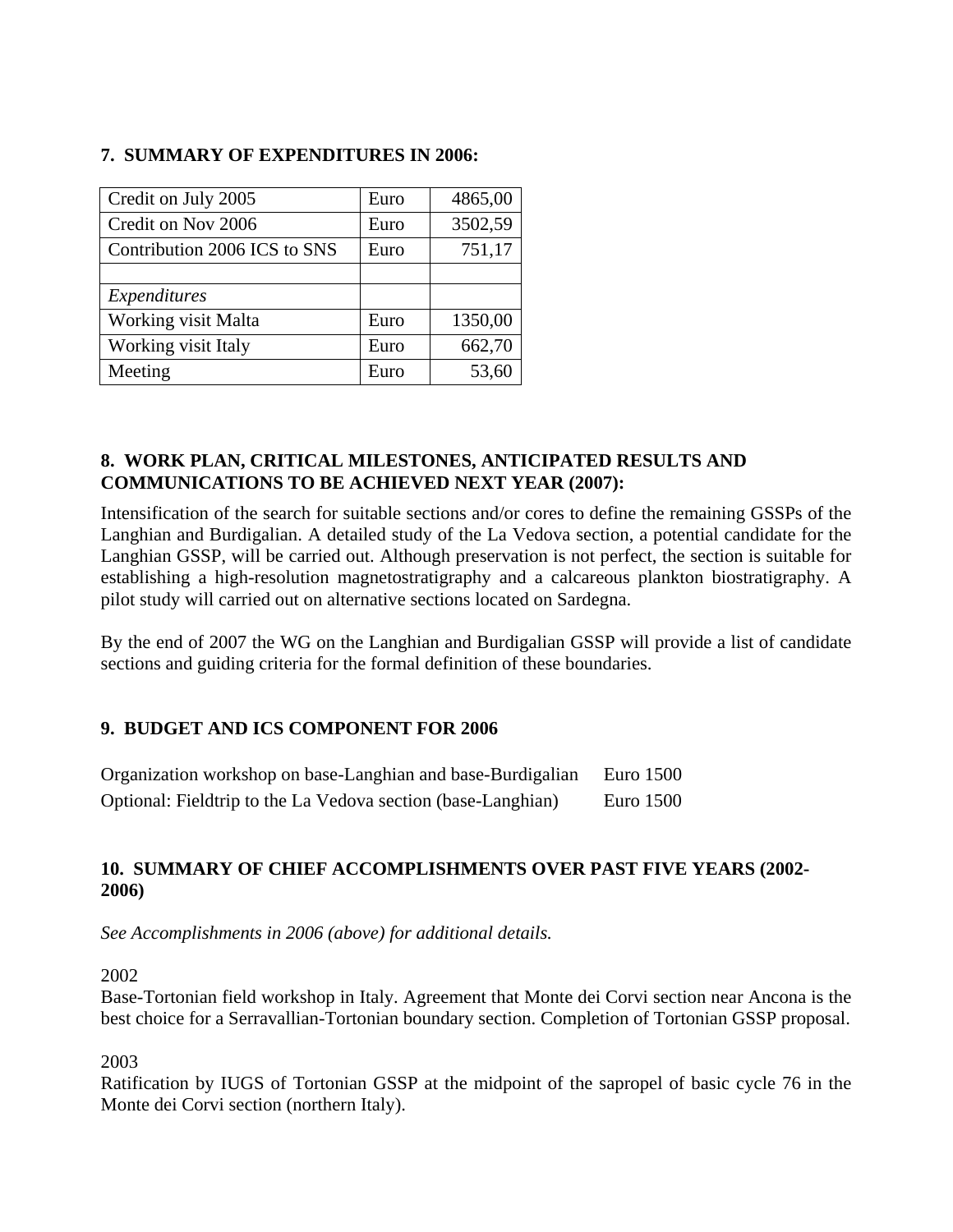### 7. SUMMARY OF EXPENDITURES IN 2006:

| Credit on July 2005 | Euro | 4865,00 |
|---|---|---|
| Credit on Nov 2006 | Euro | 3502,59 |
| Contribution 2006 ICS to SNS | Euro | 751,17 |
| | | |
| *Expenditures* | | |
| Working visit Malta | Euro | 1350,00 |
| Working visit Italy | Euro | 662,70 |
| Meeting | Euro | 53,60 |

### 8. WORK PLAN, CRITICAL MILESTONES, ANTICIPATED RESULTS AND COMMUNICATIONS TO BE ACHIEVED NEXT YEAR (2007):

Intensification of the search for suitable sections and/or cores to define the remaining GSSPs of the Langhian and Burdigalian. A detailed study of the La Vedova section, a potential candidate for the Langhian GSSP, will be carried out. Although preservation is not perfect, the section is suitable for establishing a high-resolution magnetostratigraphy and a calcareous plankton biostratigraphy. A pilot study will carried out on alternative sections located on Sardegna.

By the end of 2007 the WG on the Langhian and Burdigalian GSSP will provide a list of candidate sections and guiding criteria for the formal definition of these boundaries.

### 9. BUDGET AND ICS COMPONENT FOR 2006

| | |
|---|---|
| Organization workshop on base-Langhian and base-Burdigalian | Euro 1500 |
| Optional: Fieldtrip to the La Vedova section (base-Langhian) | Euro 1500 |

### 10. SUMMARY OF CHIEF ACCOMPLISHMENTS OVER PAST FIVE YEARS (2002-2006)

*See Accomplishments in 2006 (above) for additional details.*

2002

Base-Tortonian field workshop in Italy. Agreement that Monte dei Corvi section near Ancona is the best choice for a Serravallian-Tortonian boundary section. Completion of Tortonian GSSP proposal.

2003

Ratification by IUGS of Tortonian GSSP at the midpoint of the sapropel of basic cycle 76 in the Monte dei Corvi section (northern Italy).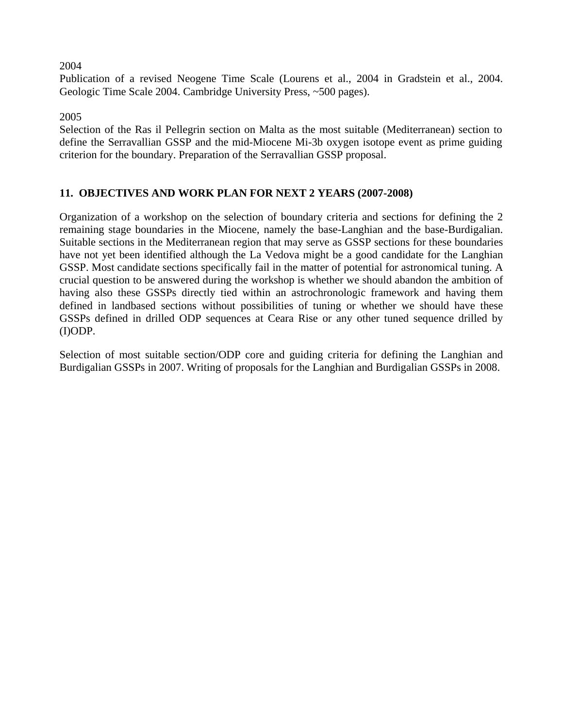2004

Publication of a revised Neogene Time Scale (Lourens et al., 2004 in Gradstein et al., 2004. Geologic Time Scale 2004. Cambridge University Press, ~500 pages).

2005

Selection of the Ras il Pellegrin section on Malta as the most suitable (Mediterranean) section to define the Serravallian GSSP and the mid-Miocene Mi-3b oxygen isotope event as prime guiding criterion for the boundary. Preparation of the Serravallian GSSP proposal.

## 11. OBJECTIVES AND WORK PLAN FOR NEXT 2 YEARS (2007-2008)

Organization of a workshop on the selection of boundary criteria and sections for defining the 2 remaining stage boundaries in the Miocene, namely the base-Langhian and the base-Burdigalian. Suitable sections in the Mediterranean region that may serve as GSSP sections for these boundaries have not yet been identified although the La Vedova might be a good candidate for the Langhian GSSP. Most candidate sections specifically fail in the matter of potential for astronomical tuning. A crucial question to be answered during the workshop is whether we should abandon the ambition of having also these GSSPs directly tied within an astrochronologic framework and having them defined in landbased sections without possibilities of tuning or whether we should have these GSSPs defined in drilled ODP sequences at Ceara Rise or any other tuned sequence drilled by (I)ODP.

Selection of most suitable section/ODP core and guiding criteria for defining the Langhian and Burdigalian GSSPs in 2007. Writing of proposals for the Langhian and Burdigalian GSSPs in 2008.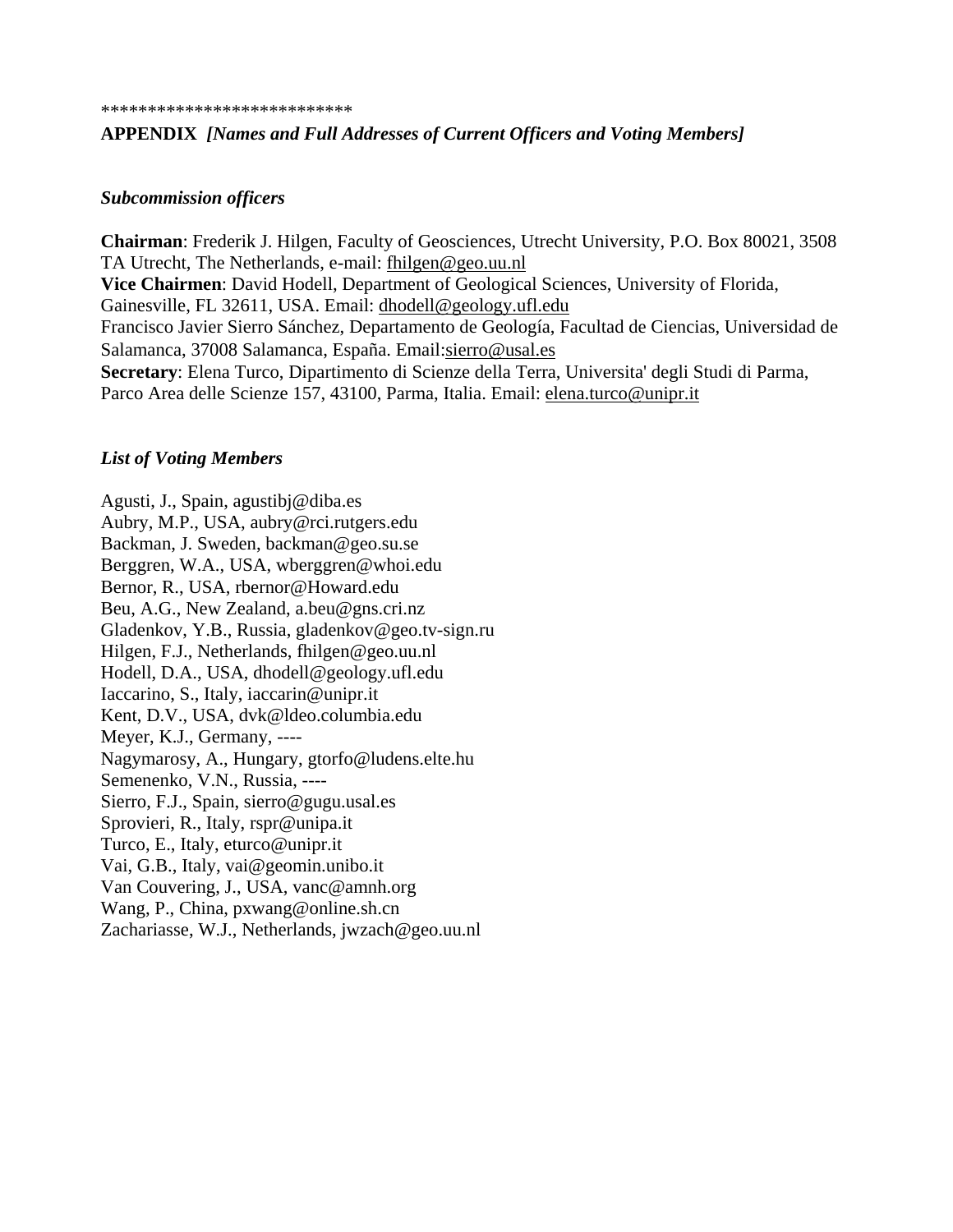***************************

**APPENDIX** ***[Names and Full Addresses of Current Officers and Voting Members]***

***Subcommission officers***

**Chairman**: Frederik J. Hilgen, Faculty of Geosciences, Utrecht University, P.O. Box 80021, 3508 TA Utrecht, The Netherlands, e-mail: fhilgen@geo.uu.nl
**Vice Chairmen**: David Hodell, Department of Geological Sciences, University of Florida, Gainesville, FL 32611, USA. Email: dhodell@geology.ufl.edu
Francisco Javier Sierro Sánchez, Departamento de Geología, Facultad de Ciencias, Universidad de Salamanca, 37008 Salamanca, España. Email:sierro@usal.es
**Secretary**: Elena Turco, Dipartimento di Scienze della Terra, Universita' degli Studi di Parma, Parco Area delle Scienze 157, 43100, Parma, Italia. Email: elena.turco@unipr.it

***List of Voting Members***

Agusti, J., Spain, agustibj@diba.es
Aubry, M.P., USA, aubry@rci.rutgers.edu
Backman, J. Sweden, backman@geo.su.se
Berggren, W.A., USA, wberggren@whoi.edu
Bernor, R., USA, rbernor@Howard.edu
Beu, A.G., New Zealand, a.beu@gns.cri.nz
Gladenkov, Y.B., Russia, gladenkov@geo.tv-sign.ru
Hilgen, F.J., Netherlands, fhilgen@geo.uu.nl
Hodell, D.A., USA, dhodell@geology.ufl.edu
Iaccarino, S., Italy, iaccarin@unipr.it
Kent, D.V., USA, dvk@ldeo.columbia.edu
Meyer, K.J., Germany, ----
Nagymarosy, A., Hungary, gtorfo@ludens.elte.hu
Semenenko, V.N., Russia, ----
Sierro, F.J., Spain, sierro@gugu.usal.es
Sprovieri, R., Italy, rspr@unipa.it
Turco, E., Italy, eturco@unipr.it
Vai, G.B., Italy, vai@geomin.unibo.it
Van Couvering, J., USA, vanc@amnh.org
Wang, P., China, pxwang@online.sh.cn
Zachariasse, W.J., Netherlands, jwzach@geo.uu.nl